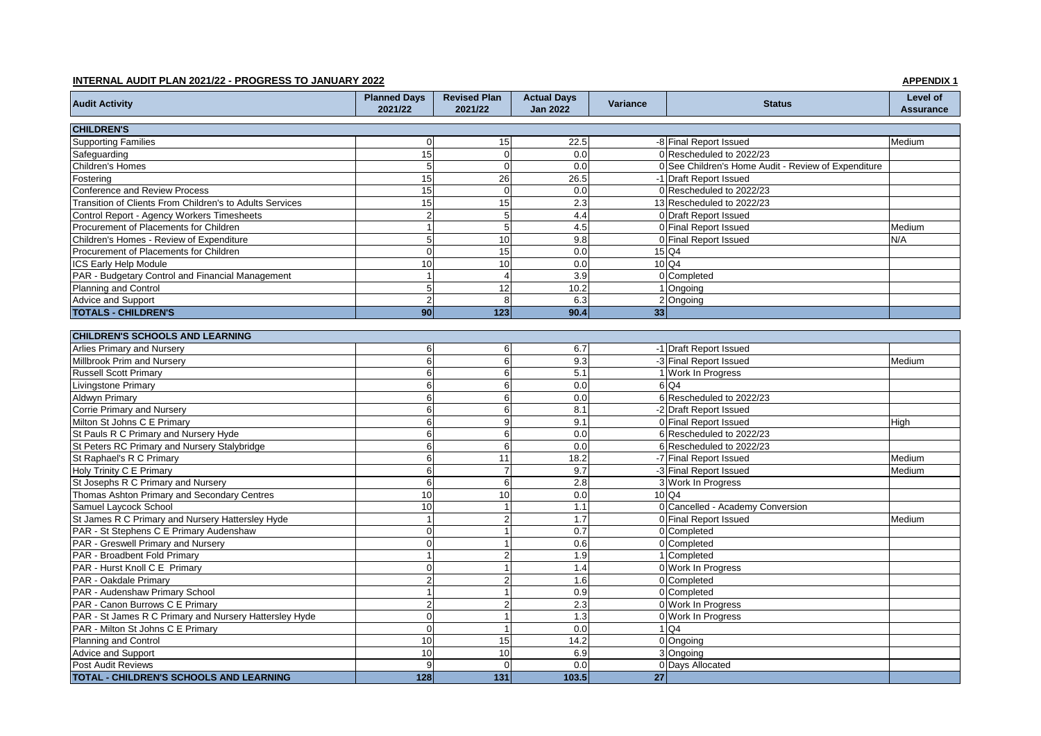**INTERNAL AUDIT PLAN 2021/22 - PROGRESS TO JANUARY 2022**

**APPENDIX 1**

| Audit Activity | Planned Days 2021/22 | Revised Plan 2021/22 | Actual Days Jan 2022 | Variance | Status | Level of Assurance |
|---|---|---|---|---|---|---|
| **CHILDREN'S** | | | | | | |
| Supporting Families | 0 | 15 | 22.5 | -8 | Final Report Issued | Medium |
| Safeguarding | 15 | 0 | 0.0 | 0 | Rescheduled to 2022/23 | |
| Children's Homes | 5 | 0 | 0.0 | 0 | See Children's Home Audit - Review of Expenditure | |
| Fostering | 15 | 26 | 26.5 | -1 | Draft Report Issued | |
| Conference and Review Process | 15 | 0 | 0.0 | 0 | Rescheduled to 2022/23 | |
| Transition of Clients From Children's to Adults Services | 15 | 15 | 2.3 | 13 | Rescheduled to 2022/23 | |
| Control Report - Agency Workers Timesheets | 2 | 5 | 4.4 | 0 | Draft Report Issued | |
| Procurement of Placements for Children | 1 | 5 | 4.5 | 0 | Final Report Issued | Medium |
| Children's Homes - Review of Expenditure | 5 | 10 | 9.8 | 0 | Final Report Issued | N/A |
| Procurement of Placements for Children | 0 | 15 | 0.0 | 15 | Q4 | |
| ICS Early Help Module | 10 | 10 | 0.0 | 10 | Q4 | |
| PAR - Budgetary Control and Financial Management | 1 | 4 | 3.9 | 0 | Completed | |
| Planning and Control | 5 | 12 | 10.2 | 1 | Ongoing | |
| Advice and Support | 2 | 8 | 6.3 | 2 | Ongoing | |
| **TOTALS - CHILDREN'S** | **90** | **123** | **90.4** | **33** | | |
| **CHILDREN'S SCHOOLS AND LEARNING** | | | | | | |
| Arlies Primary and Nursery | 6 | 6 | 6.7 | -1 | Draft Report Issued | |
| Millbrook Prim and Nursery | 6 | 6 | 9.3 | -3 | Final Report Issued | Medium |
| Russell Scott Primary | 6 | 6 | 5.1 | 1 | Work In Progress | |
| Livingstone Primary | 6 | 6 | 0.0 | 6 | Q4 | |
| Aldwyn Primary | 6 | 6 | 0.0 | 6 | Rescheduled to 2022/23 | |
| Corrie Primary and Nursery | 6 | 6 | 8.1 | -2 | Draft Report Issued | |
| Milton St Johns C E Primary | 6 | 9 | 9.1 | 0 | Final Report Issued | High |
| St Pauls R C Primary and Nursery Hyde | 6 | 6 | 0.0 | 6 | Rescheduled to 2022/23 | |
| St Peters RC Primary and Nursery Stalybridge | 6 | 6 | 0.0 | 6 | Rescheduled to 2022/23 | |
| St Raphael's R C Primary | 6 | 11 | 18.2 | -7 | Final Report Issued | Medium |
| Holy Trinity C E Primary | 6 | 7 | 9.7 | -3 | Final Report Issued | Medium |
| St Josephs R C Primary and Nursery | 6 | 6 | 2.8 | 3 | Work In Progress | |
| Thomas Ashton Primary and Secondary Centres | 10 | 10 | 0.0 | 10 | Q4 | |
| Samuel Laycock School | 10 | 1 | 1.1 | 0 | Cancelled - Academy Conversion | |
| St James R C Primary and Nursery Hattersley Hyde | 1 | 2 | 1.7 | 0 | Final Report Issued | Medium |
| PAR - St Stephens C E Primary Audenshaw | 0 | 1 | 0.7 | 0 | Completed | |
| PAR - Greswell Primary and Nursery | 0 | 1 | 0.6 | 0 | Completed | |
| PAR - Broadbent Fold Primary | 1 | 2 | 1.9 | 1 | Completed | |
| PAR - Hurst Knoll C E Primary | 0 | 1 | 1.4 | 0 | Work In Progress | |
| PAR - Oakdale Primary | 2 | 2 | 1.6 | 0 | Completed | |
| PAR - Audenshaw Primary School | 1 | 1 | 0.9 | 0 | Completed | |
| PAR - Canon Burrows C E Primary | 2 | 2 | 2.3 | 0 | Work In Progress | |
| PAR - St James R C Primary and Nursery Hattersley Hyde | 0 | 1 | 1.3 | 0 | Work In Progress | |
| PAR - Milton St Johns C E Primary | 0 | 1 | 0.0 | 1 | Q4 | |
| Planning and Control | 10 | 15 | 14.2 | 0 | Ongoing | |
| Advice and Support | 10 | 10 | 6.9 | 3 | Ongoing | |
| Post Audit Reviews | 9 | 0 | 0.0 | 0 | Days Allocated | |
| **TOTAL - CHILDREN'S SCHOOLS AND LEARNING** | **128** | **131** | **103.5** | **27** | | |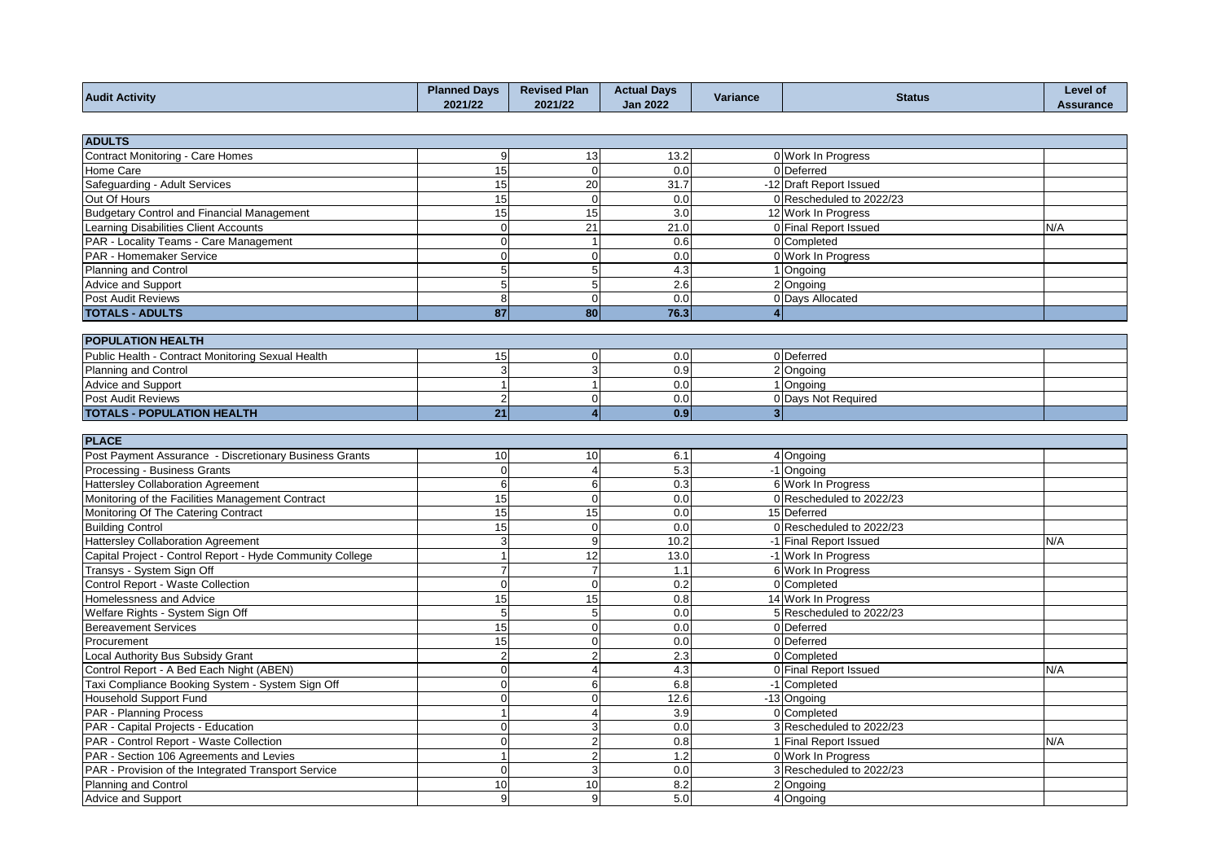| Audit Activity | Planned Days 2021/22 | Revised Plan 2021/22 | Actual Days Jan 2022 | Variance | Status | Level of Assurance |
|---|---|---|---|---|---|---|
| **ADULTS** | | | | | | |
| Contract Monitoring - Care Homes | 9 | 13 | 13.2 | 0 | Work In Progress | |
| Home Care | 15 | 0 | 0.0 | 0 | Deferred | |
| Safeguarding - Adult Services | 15 | 20 | 31.7 | -12 | Draft Report Issued | |
| Out Of Hours | 15 | 0 | 0.0 | 0 | Rescheduled to 2022/23 | |
| Budgetary Control and Financial Management | 15 | 15 | 3.0 | 12 | Work In Progress | |
| Learning Disabilities Client Accounts | 0 | 21 | 21.0 | 0 | Final Report Issued | N/A |
| PAR - Locality Teams - Care Management | 0 | 1 | 0.6 | 0 | Completed | |
| PAR - Homemaker Service | 0 | 0 | 0.0 | 0 | Work In Progress | |
| Planning and Control | 5 | 5 | 4.3 | 1 | Ongoing | |
| Advice and Support | 5 | 5 | 2.6 | 2 | Ongoing | |
| Post Audit Reviews | 8 | 0 | 0.0 | 0 | Days Allocated | |
| **TOTALS - ADULTS** | **87** | **80** | **76.3** | **4** | | |
| **POPULATION HEALTH** | | | | | | |
| Public Health - Contract Monitoring Sexual Health | 15 | 0 | 0.0 | 0 | Deferred | |
| Planning and Control | 3 | 3 | 0.9 | 2 | Ongoing | |
| Advice and Support | 1 | 1 | 0.0 | 1 | Ongoing | |
| Post Audit Reviews | 2 | 0 | 0.0 | 0 | Days Not Required | |
| **TOTALS - POPULATION HEALTH** | **21** | **4** | **0.9** | **3** | | |
| **PLACE** | | | | | | |
| Post Payment Assurance - Discretionary Business Grants | 10 | 10 | 6.1 | 4 | Ongoing | |
| Processing - Business Grants | 0 | 4 | 5.3 | -1 | Ongoing | |
| Hattersley Collaboration Agreement | 6 | 6 | 0.3 | 6 | Work In Progress | |
| Monitoring of the Facilities Management Contract | 15 | 0 | 0.0 | 0 | Rescheduled to 2022/23 | |
| Monitoring Of The Catering Contract | 15 | 15 | 0.0 | 15 | Deferred | |
| Building Control | 15 | 0 | 0.0 | 0 | Rescheduled to 2022/23 | |
| Hattersley Collaboration Agreement | 3 | 9 | 10.2 | -1 | Final Report Issued | N/A |
| Capital Project - Control Report - Hyde Community College | 1 | 12 | 13.0 | -1 | Work In Progress | |
| Transys - System Sign Off | 7 | 7 | 1.1 | 6 | Work In Progress | |
| Control Report - Waste Collection | 0 | 0 | 0.2 | 0 | Completed | |
| Homelessness and Advice | 15 | 15 | 0.8 | 14 | Work In Progress | |
| Welfare Rights - System Sign Off | 5 | 5 | 0.0 | 5 | Rescheduled to 2022/23 | |
| Bereavement Services | 15 | 0 | 0.0 | 0 | Deferred | |
| Procurement | 15 | 0 | 0.0 | 0 | Deferred | |
| Local Authority Bus Subsidy Grant | 2 | 2 | 2.3 | 0 | Completed | |
| Control Report - A Bed Each Night (ABEN) | 0 | 4 | 4.3 | 0 | Final Report Issued | N/A |
| Taxi Compliance Booking System - System Sign Off | 0 | 6 | 6.8 | -1 | Completed | |
| Household Support Fund | 0 | 0 | 12.6 | -13 | Ongoing | |
| PAR - Planning Process | 1 | 4 | 3.9 | 0 | Completed | |
| PAR - Capital Projects - Education | 0 | 3 | 0.0 | 3 | Rescheduled to 2022/23 | |
| PAR - Control Report - Waste Collection | 0 | 2 | 0.8 | 1 | Final Report Issued | N/A |
| PAR - Section 106 Agreements and Levies | 1 | 2 | 1.2 | 0 | Work In Progress | |
| PAR - Provision of the Integrated Transport Service | 0 | 3 | 0.0 | 3 | Rescheduled to 2022/23 | |
| Planning and Control | 10 | 10 | 8.2 | 2 | Ongoing | |
| Advice and Support | 9 | 9 | 5.0 | 4 | Ongoing | |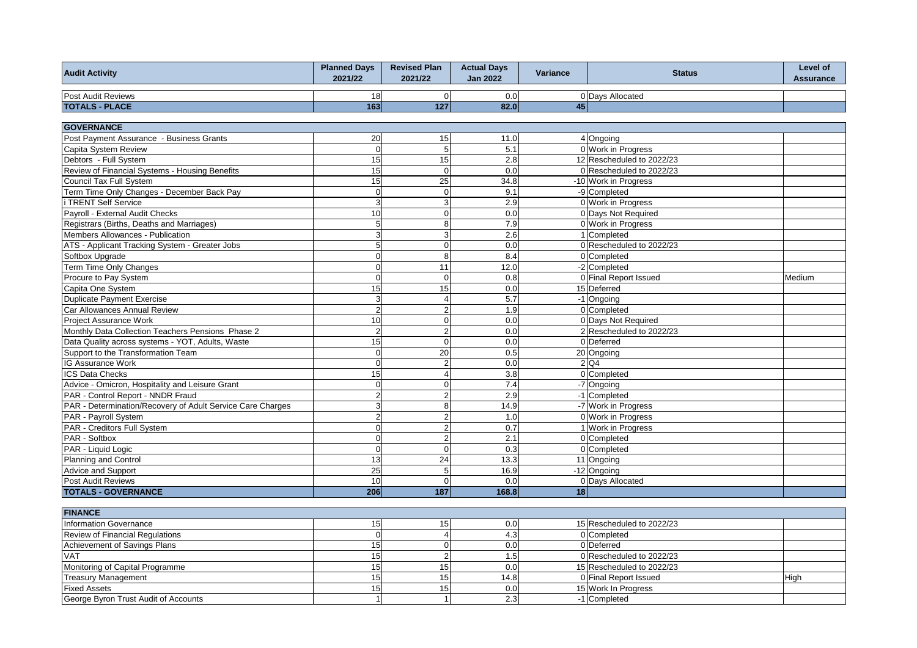| Audit Activity | Planned Days 2021/22 | Revised Plan 2021/22 | Actual Days Jan 2022 | Variance | Status | Level of Assurance |
|---|---|---|---|---|---|---|
| Post Audit Reviews | 18 | 0 | 0.0 | 0 | Days Allocated | |
| **TOTALS - PLACE** | **163** | **127** | **82.0** | **45** | | |
| **GOVERNANCE** | | | | | | |
| Post Payment Assurance - Business Grants | 20 | 15 | 11.0 | 4 | Ongoing | |
| Capita System Review | 0 | 5 | 5.1 | 0 | Work in Progress | |
| Debtors - Full System | 15 | 15 | 2.8 | 12 | Rescheduled to 2022/23 | |
| Review of Financial Systems - Housing Benefits | 15 | 0 | 0.0 | 0 | Rescheduled to 2022/23 | |
| Council Tax Full System | 15 | 25 | 34.8 | -10 | Work in Progress | |
| Term Time Only Changes - December Back Pay | 0 | 0 | 9.1 | -9 | Completed | |
| i TRENT Self Service | 3 | 3 | 2.9 | 0 | Work in Progress | |
| Payroll - External Audit Checks | 10 | 0 | 0.0 | 0 | Days Not Required | |
| Registrars (Births, Deaths and Marriages) | 5 | 8 | 7.9 | 0 | Work in Progress | |
| Members Allowances - Publication | 3 | 3 | 2.6 | 1 | Completed | |
| ATS - Applicant Tracking System - Greater Jobs | 5 | 0 | 0.0 | 0 | Rescheduled to 2022/23 | |
| Softbox Upgrade | 0 | 8 | 8.4 | 0 | Completed | |
| Term Time Only Changes | 0 | 11 | 12.0 | -2 | Completed | |
| Procure to Pay System | 0 | 0 | 0.8 | 0 | Final Report Issued | Medium |
| Capita One System | 15 | 15 | 0.0 | 15 | Deferred | |
| Duplicate Payment Exercise | 3 | 4 | 5.7 | -1 | Ongoing | |
| Car Allowances Annual Review | 2 | 2 | 1.9 | 0 | Completed | |
| Project Assurance Work | 10 | 0 | 0.0 | 0 | Days Not Required | |
| Monthly Data Collection Teachers Pensions Phase 2 | 2 | 2 | 0.0 | 2 | Rescheduled to 2022/23 | |
| Data Quality across systems - YOT, Adults, Waste | 15 | 0 | 0.0 | 0 | Deferred | |
| Support to the Transformation Team | 0 | 20 | 0.5 | 20 | Ongoing | |
| IG Assurance Work | 0 | 2 | 0.0 | 2 | Q4 | |
| ICS Data Checks | 15 | 4 | 3.8 | 0 | Completed | |
| Advice - Omicron, Hospitality and Leisure Grant | 0 | 0 | 7.4 | -7 | Ongoing | |
| PAR - Control Report - NNDR Fraud | 2 | 2 | 2.9 | -1 | Completed | |
| PAR - Determination/Recovery of Adult Service Care Charges | 3 | 8 | 14.9 | -7 | Work in Progress | |
| PAR - Payroll System | 2 | 2 | 1.0 | 0 | Work in Progress | |
| PAR - Creditors Full System | 0 | 2 | 0.7 | 1 | Work in Progress | |
| PAR - Softbox | 0 | 2 | 2.1 | 0 | Completed | |
| PAR - Liquid Logic | 0 | 0 | 0.3 | 0 | Completed | |
| Planning and Control | 13 | 24 | 13.3 | 11 | Ongoing | |
| Advice and Support | 25 | 5 | 16.9 | -12 | Ongoing | |
| Post Audit Reviews | 10 | 0 | 0.0 | 0 | Days Allocated | |
| **TOTALS - GOVERNANCE** | **206** | **187** | **168.8** | **18** | | |
| **FINANCE** | | | | | | |
| Information Governance | 15 | 15 | 0.0 | 15 | Rescheduled to 2022/23 | |
| Review of Financial Regulations | 0 | 4 | 4.3 | 0 | Completed | |
| Achievement of Savings Plans | 15 | 0 | 0.0 | 0 | Deferred | |
| VAT | 15 | 2 | 1.5 | 0 | Rescheduled to 2022/23 | |
| Monitoring of Capital Programme | 15 | 15 | 0.0 | 15 | Rescheduled to 2022/23 | |
| Treasury Management | 15 | 15 | 14.8 | 0 | Final Report Issued | High |
| Fixed Assets | 15 | 15 | 0.0 | 15 | Work In Progress | |
| George Byron Trust Audit of Accounts | 1 | 1 | 2.3 | -1 | Completed | |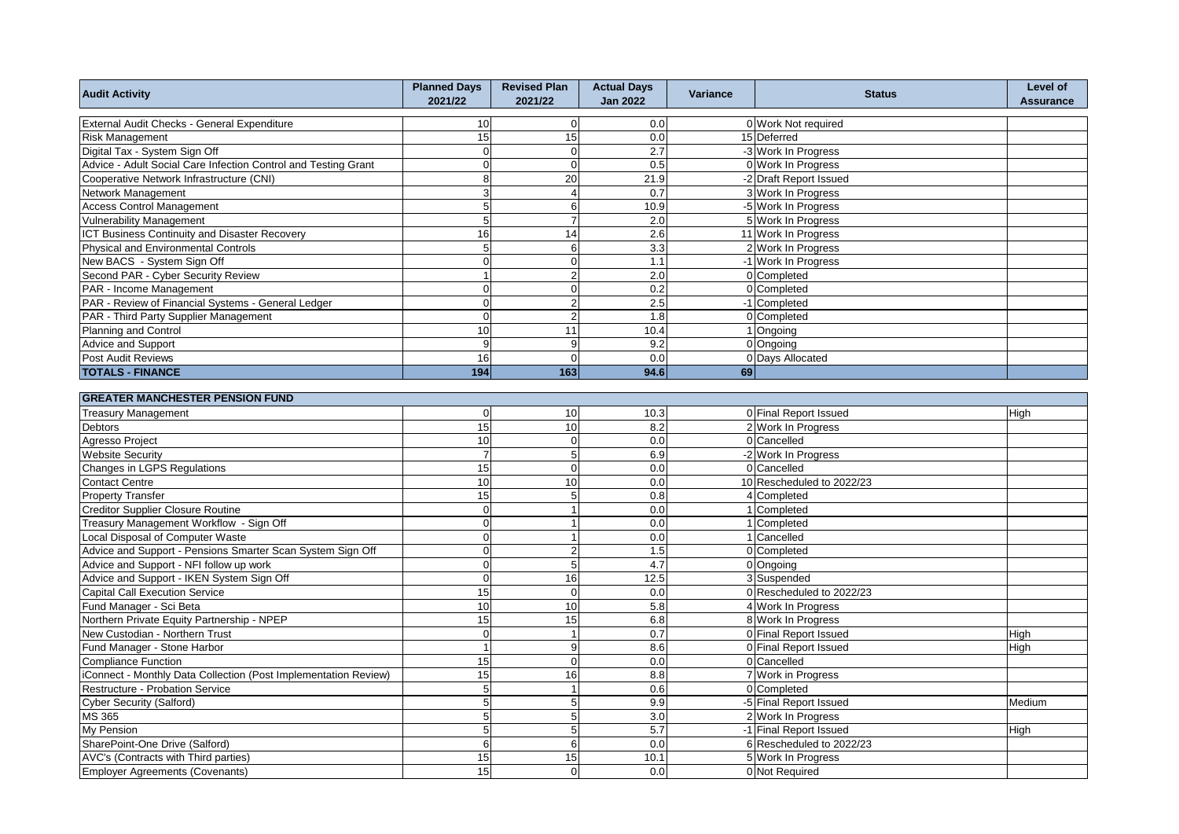| Audit Activity | Planned Days 2021/22 | Revised Plan 2021/22 | Actual Days Jan 2022 | Variance | Status | Level of Assurance |
|---|---|---|---|---|---|---|
| External Audit Checks - General Expenditure | 10 | 0 | 0.0 | 0 | Work Not required | |
| Risk Management | 15 | 15 | 0.0 | 15 | Deferred | |
| Digital Tax - System Sign Off | 0 | 0 | 2.7 | -3 | Work In Progress | |
| Advice - Adult Social Care Infection Control and Testing Grant | 0 | 0 | 0.5 | 0 | Work In Progress | |
| Cooperative Network Infrastructure (CNI) | 8 | 20 | 21.9 | -2 | Draft Report Issued | |
| Network Management | 3 | 4 | 0.7 | 3 | Work In Progress | |
| Access Control Management | 5 | 6 | 10.9 | -5 | Work In Progress | |
| Vulnerability Management | 5 | 7 | 2.0 | 5 | Work In Progress | |
| ICT Business Continuity and Disaster Recovery | 16 | 14 | 2.6 | 11 | Work In Progress | |
| Physical and Environmental Controls | 5 | 6 | 3.3 | 2 | Work In Progress | |
| New BACS - System Sign Off | 0 | 0 | 1.1 | -1 | Work In Progress | |
| Second PAR - Cyber Security Review | 1 | 2 | 2.0 | 0 | Completed | |
| PAR - Income Management | 0 | 0 | 0.2 | 0 | Completed | |
| PAR - Review of Financial Systems - General Ledger | 0 | 2 | 2.5 | -1 | Completed | |
| PAR - Third Party Supplier Management | 0 | 2 | 1.8 | 0 | Completed | |
| Planning and Control | 10 | 11 | 10.4 | 1 | Ongoing | |
| Advice and Support | 9 | 9 | 9.2 | 0 | Ongoing | |
| Post Audit Reviews | 16 | 0 | 0.0 | 0 | Days Allocated | |
| **TOTALS - FINANCE** | **194** | **163** | **94.6** | **69** | | |
| **GREATER MANCHESTER PENSION FUND** | | | | | | |
| Treasury Management | 0 | 10 | 10.3 | 0 | Final Report Issued | High |
| Debtors | 15 | 10 | 8.2 | 2 | Work In Progress | |
| Agresso Project | 10 | 0 | 0.0 | 0 | Cancelled | |
| Website Security | 7 | 5 | 6.9 | -2 | Work In Progress | |
| Changes in LGPS Regulations | 15 | 0 | 0.0 | 0 | Cancelled | |
| Contact Centre | 10 | 10 | 0.0 | 10 | Rescheduled to 2022/23 | |
| Property Transfer | 15 | 5 | 0.8 | 4 | Completed | |
| Creditor Supplier Closure Routine | 0 | 1 | 0.0 | 1 | Completed | |
| Treasury Management Workflow - Sign Off | 0 | 1 | 0.0 | 1 | Completed | |
| Local Disposal of Computer Waste | 0 | 1 | 0.0 | 1 | Cancelled | |
| Advice and Support - Pensions Smarter Scan System Sign Off | 0 | 2 | 1.5 | 0 | Completed | |
| Advice and Support - NFI follow up work | 0 | 5 | 4.7 | 0 | Ongoing | |
| Advice and Support - IKEN System Sign Off | 0 | 16 | 12.5 | 3 | Suspended | |
| Capital Call Execution Service | 15 | 0 | 0.0 | 0 | Rescheduled to 2022/23 | |
| Fund Manager - Sci Beta | 10 | 10 | 5.8 | 4 | Work In Progress | |
| Northern Private Equity Partnership - NPEP | 15 | 15 | 6.8 | 8 | Work In Progress | |
| New Custodian - Northern Trust | 0 | 1 | 0.7 | 0 | Final Report Issued | High |
| Fund Manager - Stone Harbor | 1 | 9 | 8.6 | 0 | Final Report Issued | High |
| Compliance Function | 15 | 0 | 0.0 | 0 | Cancelled | |
| iConnect - Monthly Data Collection (Post Implementation Review) | 15 | 16 | 8.8 | 7 | Work in Progress | |
| Restructure - Probation Service | 5 | 1 | 0.6 | 0 | Completed | |
| Cyber Security (Salford) | 5 | 5 | 9.9 | -5 | Final Report Issued | Medium |
| MS 365 | 5 | 5 | 3.0 | 2 | Work In Progress | |
| My Pension | 5 | 5 | 5.7 | -1 | Final Report Issued | High |
| SharePoint-One Drive (Salford) | 6 | 6 | 0.0 | 6 | Rescheduled to 2022/23 | |
| AVC's (Contracts with Third parties) | 15 | 15 | 10.1 | 5 | Work In Progress | |
| Employer Agreements (Covenants) | 15 | 0 | 0.0 | 0 | Not Required | |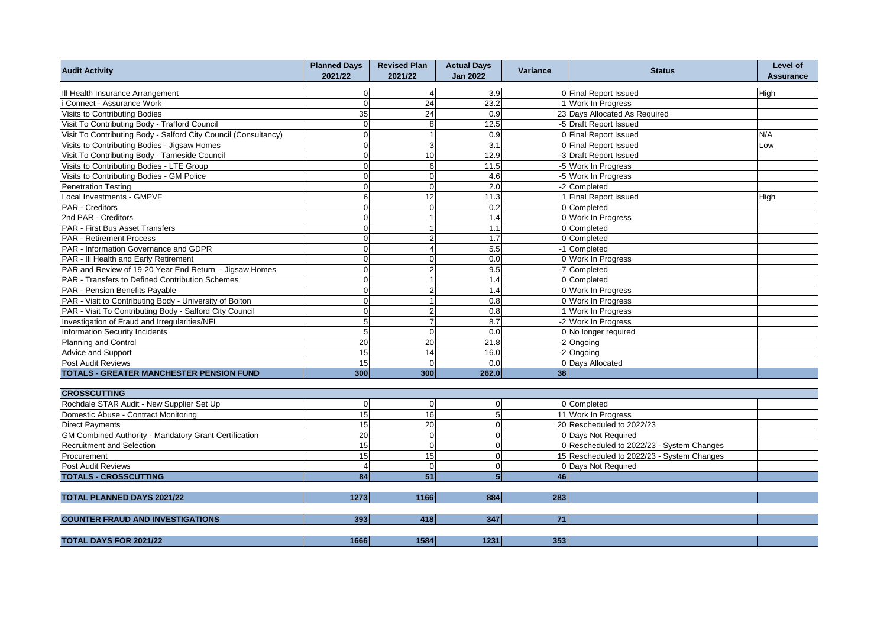| Audit Activity | Planned Days 2021/22 | Revised Plan 2021/22 | Actual Days Jan 2022 | Variance | Status | Level of Assurance |
|---|---|---|---|---|---|---|
| Ill Health Insurance Arrangement | 0 | 4 | 3.9 | 0 | Final Report Issued | High |
| i Connect - Assurance Work | 0 | 24 | 23.2 | 1 | Work In Progress | |
| Visits to Contributing Bodies | 35 | 24 | 0.9 | 23 | Days Allocated As Required | |
| Visit To Contributing Body - Trafford Council | 0 | 8 | 12.5 | -5 | Draft Report Issued | |
| Visit To Contributing Body - Salford City Council (Consultancy) | 0 | 1 | 0.9 | 0 | Final Report Issued | N/A |
| Visits to Contributing Bodies - Jigsaw Homes | 0 | 3 | 3.1 | 0 | Final Report Issued | Low |
| Visit To Contributing Body - Tameside Council | 0 | 10 | 12.9 | -3 | Draft Report Issued | |
| Visits to Contributing Bodies - LTE Group | 0 | 6 | 11.5 | -5 | Work In Progress | |
| Visits to Contributing Bodies - GM Police | 0 | 0 | 4.6 | -5 | Work In Progress | |
| Penetration Testing | 0 | 0 | 2.0 | -2 | Completed | |
| Local Investments - GMPVF | 6 | 12 | 11.3 | 1 | Final Report Issued | High |
| PAR - Creditors | 0 | 0 | 0.2 | 0 | Completed | |
| 2nd PAR - Creditors | 0 | 1 | 1.4 | 0 | Work In Progress | |
| PAR - First Bus Asset Transfers | 0 | 1 | 1.1 | 0 | Completed | |
| PAR - Retirement Process | 0 | 2 | 1.7 | 0 | Completed | |
| PAR - Information Governance and GDPR | 0 | 4 | 5.5 | -1 | Completed | |
| PAR - Ill Health and Early Retirement | 0 | 0 | 0.0 | 0 | Work In Progress | |
| PAR and Review of 19-20 Year End Return - Jigsaw Homes | 0 | 2 | 9.5 | -7 | Completed | |
| PAR - Transfers to Defined Contribution Schemes | 0 | 1 | 1.4 | 0 | Completed | |
| PAR - Pension Benefits Payable | 0 | 2 | 1.4 | 0 | Work In Progress | |
| PAR - Visit to Contributing Body - University of Bolton | 0 | 1 | 0.8 | 0 | Work In Progress | |
| PAR - Visit To Contributing Body - Salford City Council | 0 | 2 | 0.8 | 1 | Work In Progress | |
| Investigation of Fraud and Irregularities/NFI | 5 | 7 | 8.7 | -2 | Work In Progress | |
| Information Security Incidents | 5 | 0 | 0.0 | 0 | No longer required | |
| Planning and Control | 20 | 20 | 21.8 | -2 | Ongoing | |
| Advice and Support | 15 | 14 | 16.0 | -2 | Ongoing | |
| Post Audit Reviews | 15 | 0 | 0.0 | 0 | Days Allocated | |
| **TOTALS - GREATER MANCHESTER PENSION FUND** | **300** | **300** | **262.0** | **38** | | |
| **CROSSCUTTING** | | | | | | |
| Rochdale STAR Audit - New Supplier Set Up | 0 | 0 | 0 | 0 | Completed | |
| Domestic Abuse - Contract Monitoring | 15 | 16 | 5 | 11 | Work In Progress | |
| Direct Payments | 15 | 20 | 0 | 20 | Rescheduled to 2022/23 | |
| GM Combined Authority - Mandatory Grant Certification | 20 | 0 | 0 | 0 | Days Not Required | |
| Recruitment and Selection | 15 | 0 | 0 | 0 | Rescheduled to 2022/23 - System Changes | |
| Procurement | 15 | 15 | 0 | 15 | Rescheduled to 2022/23 - System Changes | |
| Post Audit Reviews | 4 | 0 | 0 | 0 | Days Not Required | |
| **TOTALS - CROSSCUTTING** | **84** | **51** | **5** | **46** | | |
| **TOTAL PLANNED DAYS 2021/22** | **1273** | **1166** | **884** | **283** | | |
| **COUNTER FRAUD AND INVESTIGATIONS** | **393** | **418** | **347** | **71** | | |
| **TOTAL DAYS FOR 2021/22** | **1666** | **1584** | **1231** | **353** | | |